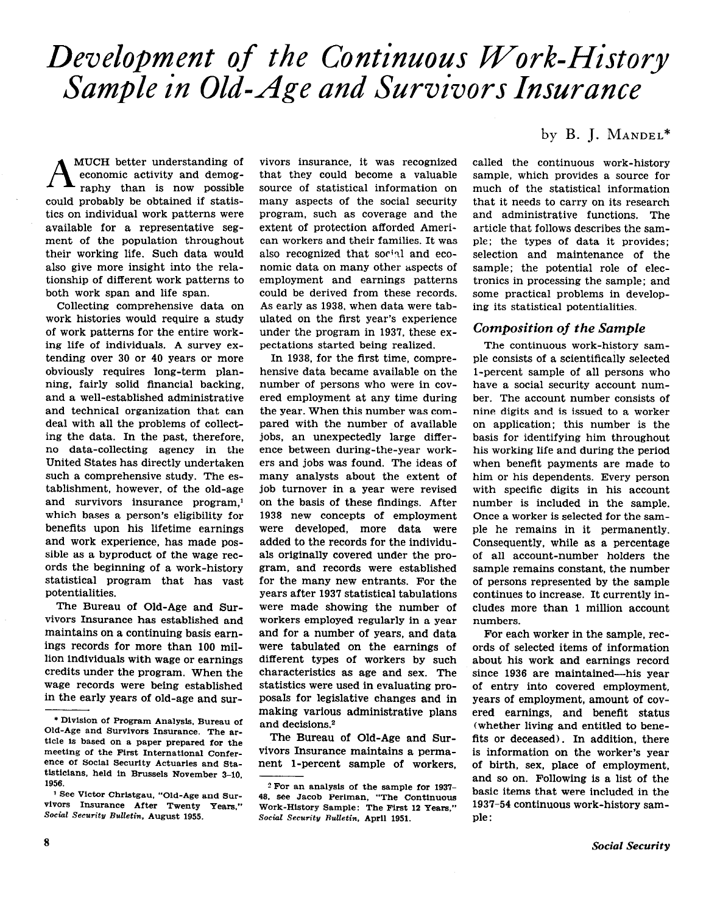# Development of the Continuous Work-History Sample in Old-Age and Survivors Insurance

by B. J. MANDEL*

A MUCH better understanding of economic activity and demography than is now possible could probably be obtained if statistics on individual work patterns were available for a representative segment of the population throughout their working life. Such data would also give more insight into the relationship of different work patterns to both work span and life span.

Collecting comprehensive data on work histories would require a study of work patterns for the entire working life of individuals. A survey extending over 30 or 40 years or more obviously requires long-term planning, fairly solid financial backing, and a well-established administrative and technical organization that can deal with all the problems of collecting the data. In the past, therefore, no data-collecting agency in the United States has directly undertaken such a comprehensive study. The establishment, however, of the old-age and survivors insurance program,[1] which bases a person's eligibility for benefits upon his lifetime earnings and work experience, has made possible as a byproduct of the wage records the beginning of a work-history statistical program that has vast potentialities.

The Bureau of Old-Age and Survivors Insurance has established and maintains on a continuing basis earnings records for more than 100 million individuals with wage or earnings credits under the program. When the wage records were being established in the early years of old-age and survivors insurance, it was recognized that they could become a valuable source of statistical information on many aspects of the social security program, such as coverage and the extent of protection afforded American workers and their families. It was also recognized that social and economic data on many other aspects of employment and earnings patterns could be derived from these records. As early as 1938, when data were tabulated on the first year's experience under the program in 1937, these expectations started being realized.

In 1938, for the first time, comprehensive data became available on the number of persons who were in covered employment at any time during the year. When this number was compared with the number of available jobs, an unexpectedly large difference between during-the-year workers and jobs was found. The ideas of many analysts about the extent of job turnover in a year were revised on the basis of these findings. After 1938 new concepts of employment were developed, more data were added to the records for the individuals originally covered under the program, and records were established for the many new entrants. For the years after 1937 statistical tabulations were made showing the number of workers employed regularly in a year and for a number of years, and data were tabulated on the earnings of different types of workers by such characteristics as age and sex. The statistics were used in evaluating proposals for legislative changes and in making various administrative plans and decisions.[2]

The Bureau of Old-Age and Survivors Insurance maintains a permanent 1-percent sample of workers, called the continuous work-history sample, which provides a source for much of the statistical information that it needs to carry on its research and administrative functions. The article that follows describes the sample; the types of data it provides; selection and maintenance of the sample; the potential role of electronics in processing the sample; and some practical problems in developing its statistical potentialities.

## Composition of the Sample

The continuous work-history sample consists of a scientifically selected 1-percent sample of all persons who have a social security account number. The account number consists of nine digits and is issued to a worker on application; this number is the basis for identifying him throughout his working life and during the period when benefit payments are made to him or his dependents. Every person with specific digits in his account number is included in the sample. Once a worker is selected for the sample he remains in it permanently. Consequently, while as a percentage of all account-number holders the sample remains constant, the number of persons represented by the sample continues to increase. It currently includes more than 1 million account numbers.

For each worker in the sample, records of selected items of information about his work and earnings record since 1936 are maintained—his year of entry into covered employment, years of employment, amount of covered earnings, and benefit status (whether living and entitled to benefits or deceased). In addition, there is information on the worker's year of birth, sex, place of employment, and so on. Following is a list of the basic items that were included in the 1937–54 continuous work-history sample:

---

\* Division of Program Analysis, Bureau of Old-Age and Survivors Insurance. The article is based on a paper prepared for the meeting of the First International Conference of Social Security Actuaries and Statisticians, held in Brussels November 3–10, 1956.

[1] See Victor Christgau, "Old-Age and Survivors Insurance After Twenty Years," *Social Security Bulletin*, August 1955.

[2] For an analysis of the sample for 1937–48, see Jacob Perlman, "The Continuous Work-History Sample: The First 12 Years," *Social Security Bulletin*, April 1951.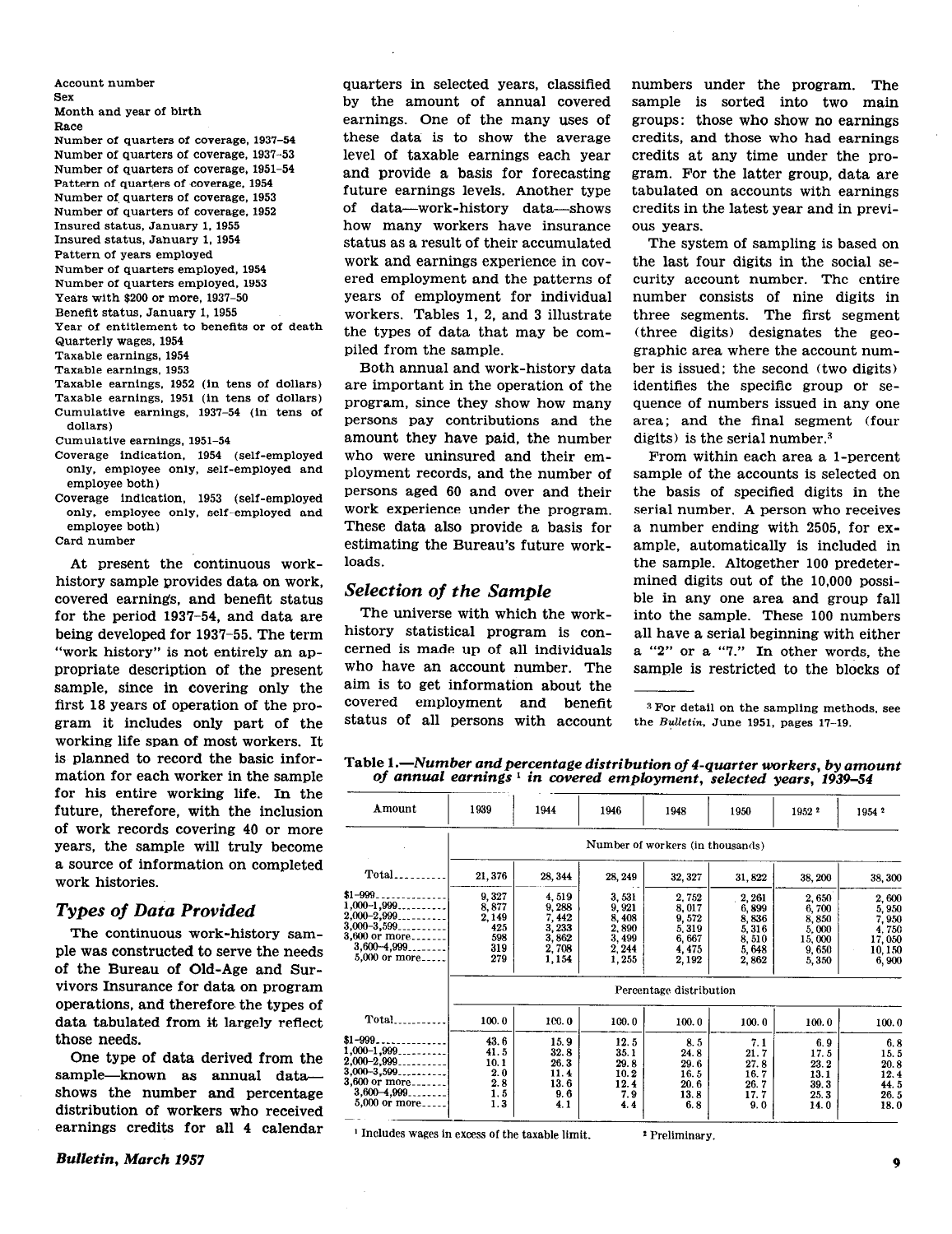Account number
Sex
Month and year of birth
Race
Number of quarters of coverage, 1937–54
Number of quarters of coverage, 1937–53
Number of quarters of coverage, 1951–54
Pattern of quarters of coverage, 1954
Number of quarters of coverage, 1953
Number of quarters of coverage, 1952
Insured status, January 1, 1955
Insured status, January 1, 1954
Pattern of years employed
Number of quarters employed, 1954
Number of quarters employed, 1953
Years with $200 or more, 1937–50
Benefit status, January 1, 1955
Year of entitlement to benefits or of death
Quarterly wages, 1954
Taxable earnings, 1954
Taxable earnings, 1953
Taxable earnings, 1952 (in tens of dollars)
Taxable earnings, 1951 (in tens of dollars)
Cumulative earnings, 1937–54 (in tens of dollars)
Cumulative earnings, 1951–54
Coverage indication, 1954 (self-employed only, employee only, self-employed and employee both)
Coverage indication, 1953 (self-employed only, employee only, self-employed and employee both)
Card number

At present the continuous work-history sample provides data on work, covered earnings, and benefit status for the period 1937–54, and data are being developed for 1937–55. The term "work history" is not entirely an appropriate description of the present sample, since in covering only the first 18 years of operation of the program it includes only part of the working life span of most workers. It is planned to record the basic information for each worker in the sample for his entire working life. In the future, therefore, with the inclusion of work records covering 40 or more years, the sample will truly become a source of information on completed work histories.

## *Types of Data Provided*

The continuous work-history sample was constructed to serve the needs of the Bureau of Old-Age and Survivors Insurance for data on program operations, and therefore the types of data tabulated from it largely reflect those needs.

One type of data derived from the sample—known as annual data—shows the number and percentage distribution of workers who received earnings credits for all 4 calendar quarters in selected years, classified by the amount of annual covered earnings. One of the many uses of these data is to show the average level of taxable earnings each year and provide a basis for forecasting future earnings levels. Another type of data—work-history data—shows how many workers have insurance status as a result of their accumulated work and earnings experience in covered employment and the patterns of years of employment for individual workers. Tables 1, 2, and 3 illustrate the types of data that may be compiled from the sample.

Both annual and work-history data are important in the operation of the program, since they show how many persons pay contributions and the amount they have paid, the number who were uninsured and their employment records, and the number of persons aged 60 and over and their work experience under the program. These data also provide a basis for estimating the Bureau's future workloads.

## *Selection of the Sample*

The universe with which the work-history statistical program is concerned is made up of all individuals who have an account number. The aim is to get information about the covered employment and benefit status of all persons with account numbers under the program. The sample is sorted into two main groups: those who show no earnings credits, and those who had earnings credits at any time under the program. For the latter group, data are tabulated on accounts with earnings credits in the latest year and in previous years.

The system of sampling is based on the last four digits in the social security account number. The entire number consists of nine digits in three segments. The first segment (three digits) designates the geographic area where the account number is issued; the second (two digits) identifies the specific group or sequence of numbers issued in any one area; and the final segment (four digits) is the serial number.[3]

From within each area a 1-percent sample of the accounts is selected on the basis of specified digits in the serial number. A person who receives a number ending with 2505, for example, automatically is included in the sample. Altogether 100 predetermined digits out of the 10,000 possible in any one area and group fall into the sample. These 100 numbers all have a serial beginning with either a "2" or a "7." In other words, the sample is restricted to the blocks of

[3] For detail on the sampling methods, see the *Bulletin*, June 1951, pages 17–19.

**Table 1.—*Number and percentage distribution of 4-quarter workers, by amount of annual earnings*** [1] ***in covered employment, selected years, 1939–54***

| Amount | 1939 | 1944 | 1946 | 1948 | 1950 | 1952 [2] | 1954 [2] |
|---|---|---|---|---|---|---|---|
| | Number of workers (in thousands) | | | | | | |
| Total | 21,376 | 28,344 | 28,249 | 32,327 | 31,822 | 38,200 | 38,300 |
| $1–999 | 9,327 | 4,519 | 3,531 | 2,752 | 2,261 | 2,650 | 2,600 |
| 1,000–1,999 | 8,877 | 9,288 | 9,921 | 8,017 | 6,899 | 6,700 | 5,950 |
| 2,000–2,999 | 2,149 | 7,442 | 8,408 | 9,572 | 8,836 | 8,850 | 7,950 |
| 3,000–3,599 | 425 | 3,233 | 2,890 | 5,319 | 5,316 | 5,000 | 4,750 |
| 3,600 or more | 598 | 3,862 | 3,499 | 6,667 | 8,510 | 15,000 | 17,050 |
| 3,600–4,999 | 319 | 2,708 | 2,244 | 4,475 | 5,648 | 9,650 | 10,150 |
| 5,000 or more | 279 | 1,154 | 1,255 | 2,192 | 2,862 | 5,350 | 6,900 |
| | Percentage distribution | | | | | | |
| Total | 100.0 | 100.0 | 100.0 | 100.0 | 100.0 | 100.0 | 100.0 |
| $1–999 | 43.6 | 15.9 | 12.5 | 8.5 | 7.1 | 6.9 | 6.8 |
| 1,000–1,999 | 41.5 | 32.8 | 35.1 | 24.8 | 21.7 | 17.5 | 15.5 |
| 2,000–2,999 | 10.1 | 26.3 | 29.8 | 29.6 | 27.8 | 23.2 | 20.8 |
| 3,000–3,599 | 2.0 | 11.4 | 10.2 | 16.5 | 16.7 | 13.1 | 12.4 |
| 3,600 or more | 2.8 | 13.6 | 12.4 | 20.6 | 26.7 | 39.3 | 44.5 |
| 3,600–4,999 | 1.5 | 9.6 | 7.9 | 13.8 | 17.7 | 25.3 | 26.5 |
| 5,000 or more | 1.3 | 4.1 | 4.4 | 6.8 | 9.0 | 14.0 | 18.0 |

[1] Includes wages in excess of the taxable limit.
[2] Preliminary.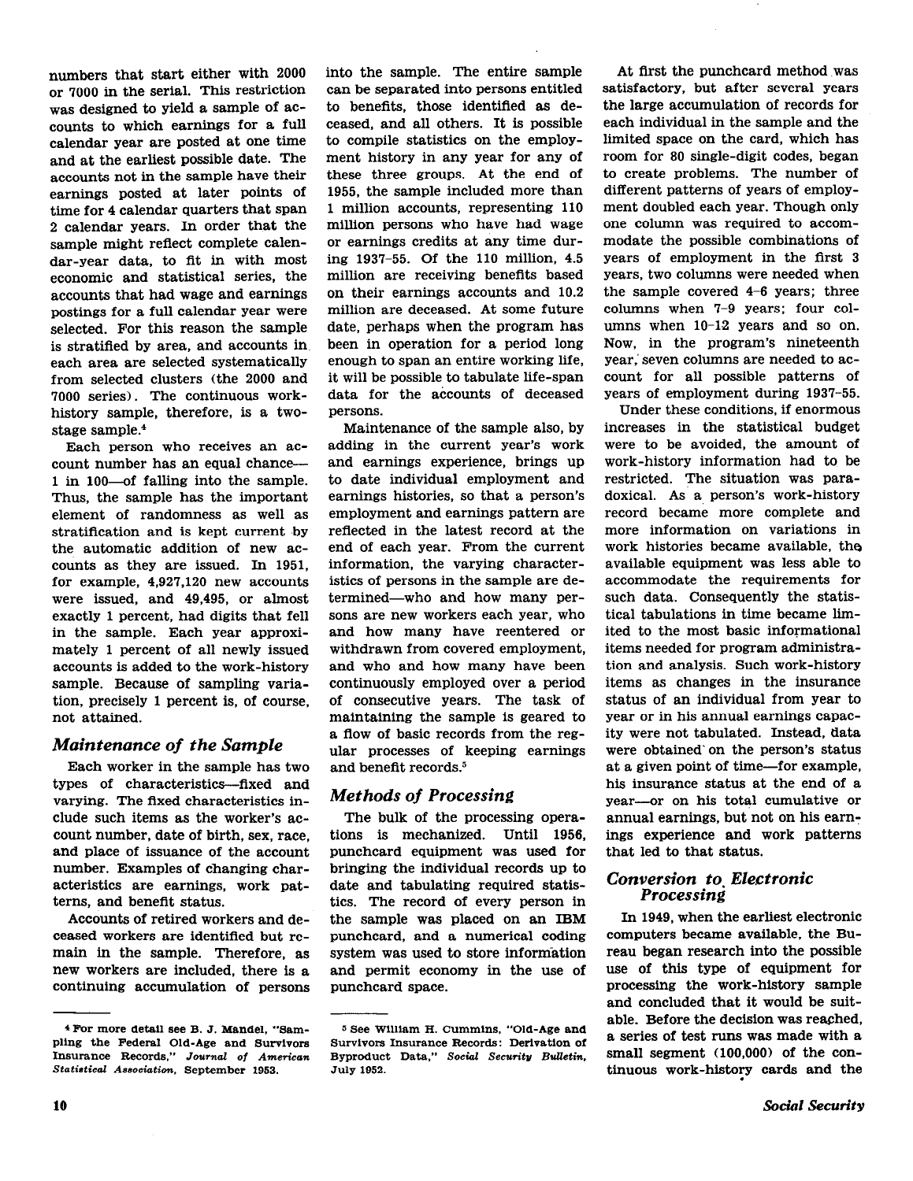numbers that start either with 2000 or 7000 in the serial. This restriction was designed to yield a sample of accounts to which earnings for a full calendar year are posted at one time and at the earliest possible date. The accounts not in the sample have their earnings posted at later points of time for 4 calendar quarters that span 2 calendar years. In order that the sample might reflect complete calendar-year data, to fit in with most economic and statistical series, the accounts that had wage and earnings postings for a full calendar year were selected. For this reason the sample is stratified by area, and accounts in each area are selected systematically from selected clusters (the 2000 and 7000 series). The continuous work-history sample, therefore, is a two-stage sample.[4]

Each person who receives an account number has an equal chance—1 in 100—of falling into the sample. Thus, the sample has the important element of randomness as well as stratification and is kept current by the automatic addition of new accounts as they are issued. In 1951, for example, 4,927,120 new accounts were issued, and 49,495, or almost exactly 1 percent, had digits that fell in the sample. Each year approximately 1 percent of all newly issued accounts is added to the work-history sample. Because of sampling variation, precisely 1 percent is, of course, not attained.

## *Maintenance of the Sample*

Each worker in the sample has two types of characteristics—fixed and varying. The fixed characteristics include such items as the worker's account number, date of birth, sex, race, and place of issuance of the account number. Examples of changing characteristics are earnings, work patterns, and benefit status.

Accounts of retired workers and deceased workers are identified but remain in the sample. Therefore, as new workers are included, there is a continuing accumulation of persons into the sample. The entire sample can be separated into persons entitled to benefits, those identified as deceased, and all others. It is possible to compile statistics on the employment history in any year for any of these three groups. At the end of 1955, the sample included more than 1 million accounts, representing 110 million persons who have had wage or earnings credits at any time during 1937–55. Of the 110 million, 4.5 million are receiving benefits based on their earnings accounts and 10.2 million are deceased. At some future date, perhaps when the program has been in operation for a period long enough to span an entire working life, it will be possible to tabulate life-span data for the accounts of deceased persons.

Maintenance of the sample also, by adding in the current year's work and earnings experience, brings up to date individual employment and earnings histories, so that a person's employment and earnings pattern are reflected in the latest record at the end of each year. From the current information, the varying characteristics of persons in the sample are determined—who and how many persons are new workers each year, who and how many have reentered or withdrawn from covered employment, and who and how many have been continuously employed over a period of consecutive years. The task of maintaining the sample is geared to a flow of basic records from the regular processes of keeping earnings and benefit records.[5]

## *Methods of Processing*

The bulk of the processing operations is mechanized. Until 1956, punchcard equipment was used for bringing the individual records up to date and tabulating required statistics. The record of every person in the sample was placed on an IBM punchcard, and a numerical coding system was used to store information and permit economy in the use of punchcard space.

At first the punchcard method was satisfactory, but after several years the large accumulation of records for each individual in the sample and the limited space on the card, which has room for 80 single-digit codes, began to create problems. The number of different patterns of years of employment doubled each year. Though only one column was required to accommodate the possible combinations of years of employment in the first 3 years, two columns were needed when the sample covered 4–6 years; three columns when 7–9 years; four columns when 10–12 years and so on. Now, in the program's nineteenth year, seven columns are needed to account for all possible patterns of years of employment during 1937–55.

Under these conditions, if enormous increases in the statistical budget were to be avoided, the amount of work-history information had to be restricted. The situation was paradoxical. As a person's work-history record became more complete and more information on variations in work histories became available, the available equipment was less able to accommodate the requirements for such data. Consequently the statistical tabulations in time became limited to the most basic informational items needed for program administration and analysis. Such work-history items as changes in the insurance status of an individual from year to year or in his annual earnings capacity were not tabulated. Instead, data were obtained on the person's status at a given point of time—for example, his insurance status at the end of a year—or on his total cumulative or annual earnings, but not on his earnings experience and work patterns that led to that status.

## *Conversion to Electronic Processing*

In 1949, when the earliest electronic computers became available, the Bureau began research into the possible use of this type of equipment for processing the work-history sample and concluded that it would be suitable. Before the decision was reached, a series of test runs was made with a small segment (100,000) of the continuous work-history cards and the

---

[4] For more detail see B. J. Mandel, "Sampling the Federal Old-Age and Survivors Insurance Records," *Journal of American Statistical Association*, September 1953.

[5] See William H. Cummins, "Old-Age and Survivors Insurance Records: Derivation of Byproduct Data," *Social Security Bulletin*, July 1952.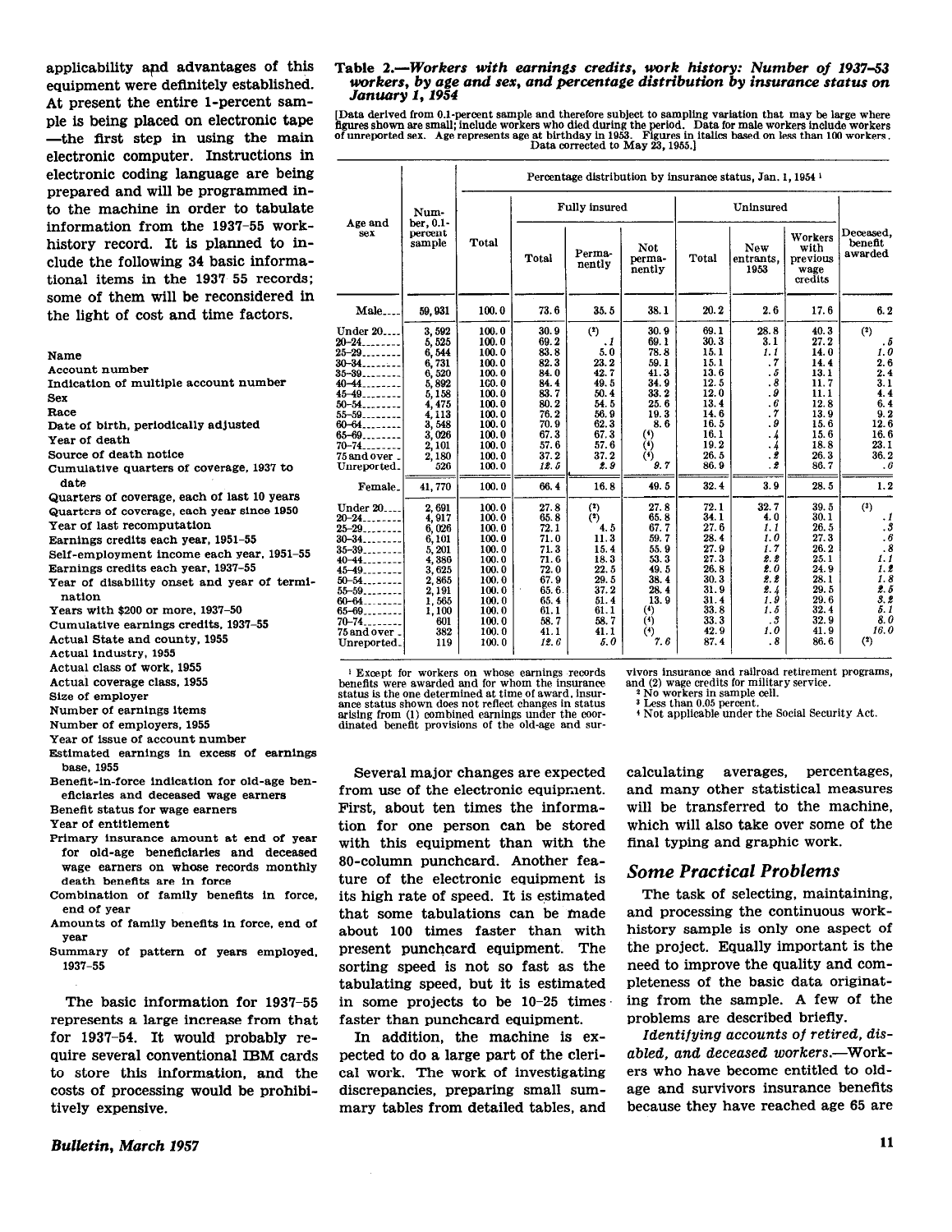applicability and advantages of this equipment were definitely established. At present the entire 1-percent sample is being placed on electronic tape—the first step in using the main electronic computer. Instructions in electronic coding language are being prepared and will be programmed into the machine in order to tabulate information from the 1937–55 work-history record. It is planned to include the following 34 basic informational items in the 1937–55 records; some of them will be reconsidered in the light of cost and time factors.

- Name
- Account number
- Indication of multiple account number
- Sex
- Race
- Date of birth, periodically adjusted
- Year of death
- Source of death notice
- Cumulative quarters of coverage, 1937 to date
- Quarters of coverage, each of last 10 years
- Quarters of coverage, each year since 1950
- Year of last recomputation
- Earnings credits each year, 1951–55
- Self-employment income each year, 1951–55
- Earnings credits each year, 1937–55
- Year of disability onset and year of termination
- Years with $200 or more, 1937–50
- Cumulative earnings credits, 1937–55
- Actual State and county, 1955
- Actual industry, 1955
- Actual class of work, 1955
- Actual coverage class, 1955
- Size of employer
- Number of earnings items
- Number of employers, 1955
- Year of issue of account number
- Estimated earnings in excess of earnings base, 1955
- Benefit-in-force indication for old-age beneficiaries and deceased wage earners
- Benefit status for wage earners
- Year of entitlement
- Primary insurance amount at end of year for old-age beneficiaries and deceased wage earners on whose records monthly death benefits are in force
- Combination of family benefits in force, end of year
- Amounts of family benefits in force, end of year
- Summary of pattern of years employed, 1937–55

The basic information for 1937–55 represents a large increase from that for 1937–54. It would probably require several conventional IBM cards to store this information, and the costs of processing would be prohibitively expensive.

**Table 2.—*Workers with earnings credits, work history: Number of 1937–53 workers, by age and sex, and percentage distribution by insurance status on January 1, 1954***

[Data derived from 0.1-percent sample and therefore subject to sampling variation that may be large where figures shown are small; include workers who died during the period. Data for male workers include workers of unreported sex. Age represents age at birthday in 1953. Figures in italics based on less than 100 workers. Data corrected to May 23, 1955.]

| Age and sex | Number, 0.1-percent sample | Percentage distribution by insurance status, Jan. 1, 1954 [1] | | | | | | | |
|---|---|---|---|---|---|---|---|---|---|
| | | Total | Fully insured | | | Uninsured | | | Deceased, benefit awarded |
| | | | Total | Permanently | Not permanently | Total | New entrants, 1953 | Workers with previous wage credits | |
| **Male** | 59,931 | 100.0 | 73.6 | 35.5 | 38.1 | 20.2 | 2.6 | 17.6 | 6.2 |
| Under 20 | 3,592 | 100.0 | 30.9 | (2) | 30.9 | 69.1 | 28.8 | 40.3 | (2) |
| 20–24 | 5,525 | 100.0 | 69.2 | *.1* | 69.1 | 30.3 | 3.1 | 27.2 | *.5* |
| 25–29 | 6,544 | 100.0 | 83.8 | 5.0 | 78.8 | 15.1 | *1.1* | 14.0 | *1.0* |
| 30–34 | 6,731 | 100.0 | 82.3 | 23.2 | 59.1 | 15.1 | *.7* | 14.4 | 2.6 |
| 35–39 | 6,520 | 100.0 | 84.0 | 42.7 | 41.3 | 13.6 | *.5* | 13.1 | 2.4 |
| 40–44 | 5,892 | 100.0 | 84.4 | 49.5 | 34.9 | 12.5 | *.8* | 11.7 | 3.1 |
| 45–49 | 5,158 | 100.0 | 83.7 | 50.4 | 33.2 | 12.0 | *.9* | 11.1 | 4.4 |
| 50–54 | 4,475 | 100.0 | 80.2 | 54.5 | 25.6 | 13.4 | *.6* | 12.8 | 6.4 |
| 55–59 | 4,113 | 100.0 | 76.2 | 56.9 | 19.3 | 14.6 | *.7* | 13.9 | 9.2 |
| 60–64 | 3,548 | 100.0 | 70.9 | 62.3 | 8.6 | 16.5 | *.9* | 15.6 | 12.6 |
| 65–69 | 3,026 | 100.0 | 67.3 | 67.3 | (4) | 16.1 | *.4* | 15.6 | 16.6 |
| 70–74 | 2,101 | 100.0 | 57.6 | 57.6 | (4) | 19.2 | *.4* | 18.8 | 23.1 |
| 75 and over | 2,180 | 100.0 | 37.2 | 37.2 | (4) | 26.5 | *.2* | 26.3 | 36.2 |
| Unreported | 526 | 100.0 | *12.5* | *2.9* | *9.7* | 86.9 | *.2* | 86.7 | *.6* |
| **Female** | 41,770 | 100.0 | 66.4 | 16.8 | 49.5 | 32.4 | 3.9 | 28.5 | 1.2 |
| Under 20 | 2,691 | 100.0 | 27.8 | (2) | 27.8 | 72.1 | 32.7 | 39.5 | (3) |
| 20–24 | 4,917 | 100.0 | 65.8 | (2) | 65.8 | 34.1 | 4.0 | 30.1 | *.1* |
| 25–29 | 6,026 | 100.0 | 72.1 | 4.5 | 67.7 | 27.6 | *1.1* | 26.5 | *.3* |
| 30–34 | 6,101 | 100.0 | 71.0 | 11.3 | 59.7 | 28.4 | *1.0* | 27.3 | *.6* |
| 35–39 | 5,201 | 100.0 | 71.3 | 15.4 | 55.9 | 27.9 | *1.7* | 26.2 | *.8* |
| 40–44 | 4,386 | 100.0 | 71.6 | 18.3 | 53.3 | 27.3 | *2.2* | 25.1 | *1.1* |
| 45–49 | 3,625 | 100.0 | 72.0 | 22.5 | 49.5 | 26.8 | *2.0* | 24.9 | *1.2* |
| 50–54 | 2,865 | 100.0 | 67.9 | 29.5 | 38.4 | 30.3 | *2.2* | 28.1 | *1.8* |
| 55–59 | 2,191 | 100.0 | 65.6 | 37.2 | 28.4 | 31.9 | *2.4* | 29.5 | *2.5* |
| 60–64 | 1,565 | 100.0 | 65.4 | 51.4 | 13.9 | 31.4 | *1.9* | 29.6 | *3.2* |
| 65–69 | 1,100 | 100.0 | 61.1 | 61.1 | (4) | 33.8 | *1.5* | 32.4 | *5.1* |
| 70–74 | 601 | 100.0 | 58.7 | 58.7 | (4) | 33.3 | *.3* | 32.9 | *8.0* |
| 75 and over | 382 | 100.0 | 41.1 | 41.1 | (4) | 42.9 | *1.0* | 41.9 | *16.0* |
| Unreported | 119 | 100.0 | *12.6* | *5.0* | *7.6* | 87.4 | *.8* | 86.6 | (2) |

[1] Except for workers on whose earnings records benefits were awarded and for whom the insurance status is the one determined at time of award, insurance status shown does not reflect changes in status arising from (1) combined earnings under the coordinated benefit provisions of the old-age and survivors insurance and railroad retirement programs, and (2) wage credits for military service.

[2] No workers in sample cell.

[3] Less than 0.05 percent.

[4] Not applicable under the Social Security Act.

Several major changes are expected from use of the electronic equipment. First, about ten times the information for one person can be stored with this equipment than with the 80-column punchcard. Another feature of the electronic equipment is its high rate of speed. It is estimated that some tabulations can be made about 100 times faster than with present punchcard equipment. The sorting speed is not so fast as the tabulating speed, but it is estimated in some projects to be 10–25 times faster than punchcard equipment.

In addition, the machine is expected to do a large part of the clerical work. The work of investigating discrepancies, preparing small summary tables from detailed tables, and calculating averages, percentages, and many other statistical measures will be transferred to the machine, which will also take over some of the final typing and graphic work.

## *Some Practical Problems*

The task of selecting, maintaining, and processing the continuous work-history sample is only one aspect of the project. Equally important is the need to improve the quality and completeness of the basic data originating from the sample. A few of the problems are described briefly.

*Identifying accounts of retired, disabled, and deceased workers.*—Workers who have become entitled to old-age and survivors insurance benefits because they have reached age 65 are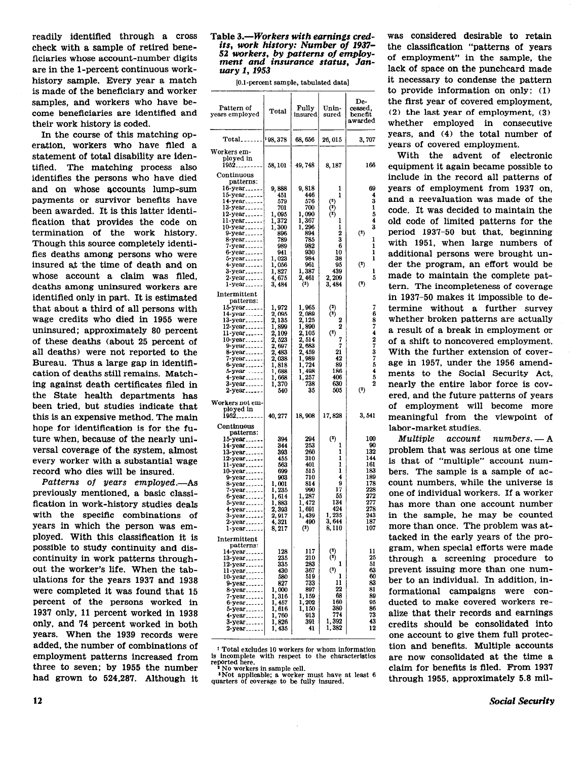readily identified through a cross check with a sample of retired beneficiaries whose account-number digits are in the 1-percent continuous work-history sample. Every year a match is made of the beneficiary and worker samples, and workers who have become beneficiaries are identified and their work history is coded.

In the course of this matching operation, workers who have filed a statement of total disability are identified. The matching process also identifies the persons who have died and on whose accounts lump-sum payments or survivor benefits have been awarded. It is this latter identification that provides the code on termination of the work history. Though this source completely identifies deaths among persons who were insured at the time of death and on whose account a claim was filed, deaths among uninsured workers are identified only in part. It is estimated that about a third of all persons with wage credits who died in 1955 were uninsured; approximately 80 percent of these deaths (about 25 percent of all deaths) were not reported to the Bureau. Thus a large gap in identification of deaths still remains. Matching against death certificates filed in the State health departments has been tried, but studies indicate that this is an expensive method. The main hope for identification is for the future when, because of the nearly universal coverage of the system, almost every worker with a substantial wage record who dies will be insured.

*Patterns of years employed.*—As previously mentioned, a basic classification in work-history studies deals with the specific combinations of years in which the person was employed. With this classification it is possible to study continuity and discontinuity in work patterns throughout the worker's life. When the tabulations for the years 1937 and 1938 were completed it was found that 15 percent of the persons worked in 1937 only, 11 percent worked in 1938 only, and 74 percent worked in both years. When the 1939 records were added, the number of combinations of employment patterns increased from three to seven; by 1955 the number had grown to 524,287. Although it was considered desirable to retain the classification "patterns of years of employment" in the sample, the lack of space on the punchcard made it necessary to condense the pattern to provide information on only: (1) the first year of covered employment, (2) the last year of employment, (3) whether employed in consecutive years, and (4) the total number of years of covered employment.

With the advent of electronic equipment it again became possible to include in the record all patterns of years of employment from 1937 on, and a reevaluation was made of the code. It was decided to maintain the old code of limited patterns for the period 1937–50 but that, beginning with 1951, when large numbers of additional persons were brought under the program, an effort would be made to maintain the complete pattern. The incompleteness of coverage in 1937–50 makes it impossible to determine without a further survey whether broken patterns are actually a result of a break in employment or of a shift to noncovered employment. With the further extension of coverage in 1957, under the 1956 amendments to the Social Security Act, nearly the entire labor force is covered, and the future patterns of years of employment will become more meaningful from the viewpoint of labor-market studies.

*Multiple account numbers.*—A problem that was serious at one time is that of "multiple" account numbers. The sample is a sample of account numbers, while the universe is one of individual workers. If a worker has more than one account number in the sample, he may be counted more than once. The problem was attacked in the early years of the program, when special efforts were made through a screening procedure to prevent issuing more than one number to an individual. In addition, informational campaigns were conducted to make covered workers realize that their records and earnings credits should be consolidated into one account to give them full protection and benefits. Multiple accounts are now consolidated at the time a claim for benefits is filed. From 1937 through 1955, approximately 5.8 mil-

**Table 3.—*Workers with earnings credits, work history: Number of 1937–52 workers, by patterns of employment and insurance status, January 1, 1953***

[0.1-percent sample, tabulated data]

| Pattern of years employed | Total | Fully insured | Uninsured | Deceased, benefit awarded |
|---|---|---|---|---|
| Total | [1] 98,378 | 68,656 | 26,015 | 3,707 |
| Workers employed in 1952 | 58,101 | 49,748 | 8,187 | 166 |
| Continuous patterns: | | | | |
| 16-year | 9,888 | 9,818 | 1 | 69 |
| 15-year | 451 | 446 | 1 | 4 |
| 14-year | 579 | 576 | (2) | 3 |
| 13-year | 701 | 700 | (2) | 1 |
| 12-year | 1,095 | 1,090 | (2) | 5 |
| 11-year | 1,372 | 1,367 | 1 | 4 |
| 10-year | 1,300 | 1,296 | 1 | 3 |
| 9-year | 896 | 894 | 2 | (2) |
| 8-year | 789 | 785 | 3 | 1 |
| 7-year | 989 | 982 | 6 | 1 |
| 6-year | 941 | 930 | 10 | 1 |
| 5-year | 1,023 | 984 | 38 | 1 |
| 4-year | 1,056 | 961 | 95 | (2) |
| 3-year | 1,827 | 1,387 | 439 | 1 |
| 2-year | 4,675 | 2,461 | 2,209 | 5 |
| 1-year | 3,484 | (3) | 3,484 | (2) |
| Intermittent patterns: | | | | |
| 15-year | 1,972 | 1,965 | (2) | 7 |
| 14-year | 2,095 | 2,089 | (2) | 6 |
| 13-year | 2,135 | 2,125 | 2 | 8 |
| 12-year | 1,899 | 1,890 | 2 | 7 |
| 11-year | 2,109 | 2,105 | (2) | 4 |
| 10-year | 2,523 | 2,514 | 7 | 2 |
| 9-year | 2,697 | 2,683 | 7 | 7 |
| 8-year | 2,483 | 2,459 | 21 | 3 |
| 7-year | 2,038 | 1,989 | 42 | 7 |
| 6-year | 1,818 | 1,724 | 89 | 5 |
| 5-year | 1,688 | 1,498 | 186 | 4 |
| 4-year | 1,668 | 1,257 | 406 | 5 |
| 3-year | 1,370 | 738 | 630 | 2 |
| 2-year | 540 | 35 | 505 | (2) |
| Workers not employed in 1952 | 40,277 | 18,908 | 17,828 | 3,541 |
| Continuous patterns: | | | | |
| 15-year | 394 | 294 | (2) | 100 |
| 14-year | 344 | 253 | 1 | 90 |
| 13-year | 393 | 260 | 1 | 132 |
| 12-year | 455 | 310 | 1 | 144 |
| 11-year | 563 | 401 | 1 | 161 |
| 10-year | 699 | 515 | 1 | 183 |
| 9-year | 903 | 710 | 4 | 189 |
| 8-year | 1,001 | 814 | 9 | 178 |
| 7-year | 1,235 | 990 | 17 | 228 |
| 6-year | 1,614 | 1,287 | 55 | 272 |
| 5-year | 1,883 | 1,472 | 134 | 277 |
| 4-year | 2,393 | 1,691 | 424 | 278 |
| 3-year | 2,917 | 1,439 | 1,235 | 243 |
| 2-year | 4,321 | 490 | 3,644 | 187 |
| 1-year | 8,217 | (3) | 8,110 | 107 |
| Intermittent patterns: | | | | |
| 14-year | 128 | 117 | (2) | 11 |
| 13-year | 235 | 210 | (2) | 25 |
| 12-year | 335 | 283 | 1 | 51 |
| 11-year | 430 | 367 | (2) | 63 |
| 10-year | 580 | 519 | 1 | 60 |
| 9-year | 827 | 733 | 11 | 83 |
| 8-year | 1,000 | 897 | 22 | 81 |
| 7-year | 1,316 | 1,159 | 68 | 89 |
| 6-year | 1,457 | 1,202 | 160 | 95 |
| 5-year | 1,616 | 1,150 | 380 | 86 |
| 4-year | 1,760 | 913 | 774 | 73 |
| 3-year | 1,826 | 391 | 1,392 | 43 |
| 2-year | 1,435 | 41 | 1,382 | 12 |

[1] Total excludes 10 workers for whom information is incomplete with respect to the characteristics reported here.
[2] No workers in sample cell.
[3] Not applicable; a worker must have at least 6 quarters of coverage to be fully insured.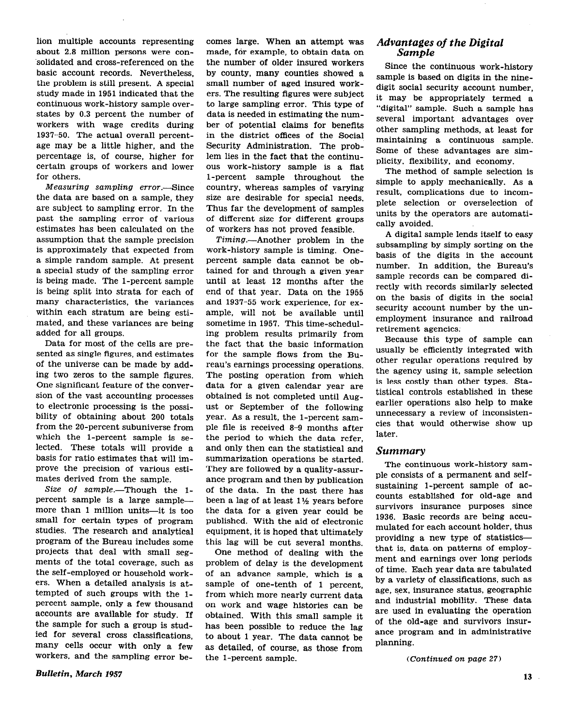lion multiple accounts representing about 2.8 million persons were consolidated and cross-referenced on the basic account records. Nevertheless, the problem is still present. A special study made in 1951 indicated that the continuous work-history sample overstates by 0.3 percent the number of workers with wage credits during 1937–50. The actual overall percentage may be a little higher, and the percentage is, of course, higher for certain groups of workers and lower for others.

*Measuring sampling error.*—Since the data are based on a sample, they are subject to sampling error. In the past the sampling error of various estimates has been calculated on the assumption that the sample precision is approximately that expected from a simple random sample. At present a special study of the sampling error is being made. The 1-percent sample is being split into strata for each of many characteristics, the variances within each stratum are being estimated, and these variances are being added for all groups.

Data for most of the cells are presented as single figures, and estimates of the universe can be made by adding two zeros to the sample figures. One significant feature of the conversion of the vast accounting processes to electronic processing is the possibility of obtaining about 200 totals from the 20-percent subuniverse from which the 1-percent sample is selected. These totals will provide a basis for ratio estimates that will improve the precision of various estimates derived from the sample.

*Size of sample.*—Though the 1-percent sample is a large sample—more than 1 million units—it is too small for certain types of program studies. The research and analytical program of the Bureau includes some projects that deal with small segments of the total coverage, such as the self-employed or household workers. When a detailed analysis is attempted of such groups with the 1-percent sample, only a few thousand accounts are available for study. If the sample for such a group is studied for several cross classifications, many cells occur with only a few workers, and the sampling error becomes large. When an attempt was made, for example, to obtain data on the number of older insured workers by county, many counties showed a small number of aged insured workers. The resulting figures were subject to large sampling error. This type of data is needed in estimating the number of potential claims for benefits in the district offices of the Social Security Administration. The problem lies in the fact that the continuous work-history sample is a flat 1-percent sample throughout the country, whereas samples of varying size are desirable for special needs. Thus far the development of samples of different size for different groups of workers has not proved feasible.

*Timing.*—Another problem in the work-history sample is timing. One-percent sample data cannot be obtained for and through a given year until at least 12 months after the end of that year. Data on the 1955 and 1937–55 work experience, for example, will not be available until sometime in 1957. This time-scheduling problem results primarily from the fact that the basic information for the sample flows from the Bureau's earnings processing operations. The posting operation from which data for a given calendar year are obtained is not completed until August or September of the following year. As a result, the 1-percent sample file is received 8–9 months after the period to which the data refer, and only then can the statistical and summarization operations be started. They are followed by a quality-assurance program and then by publication of the data. In the past there has been a lag of at least 1½ years before the data for a given year could be published. With the aid of electronic equipment, it is hoped that ultimately this lag will be cut several months.

One method of dealing with the problem of delay is the development of an advance sample, which is a sample of one-tenth of 1 percent, from which more nearly current data on work and wage histories can be obtained. With this small sample it has been possible to reduce the lag to about 1 year. The data cannot be as detailed, of course, as those from the 1-percent sample.

## *Advantages of the Digital Sample*

Since the continuous work-history sample is based on digits in the nine-digit social security account number, it may be appropriately termed a "digital" sample. Such a sample has several important advantages over other sampling methods, at least for maintaining a continuous sample. Some of these advantages are simplicity, flexibility, and economy.

The method of sample selection is simple to apply mechanically. As a result, complications due to incomplete selection or overselection of units by the operators are automatically avoided.

A digital sample lends itself to easy subsampling by simply sorting on the basis of the digits in the account number. In addition, the Bureau's sample records can be compared directly with records similarly selected on the basis of digits in the social security account number by the unemployment insurance and railroad retirement agencies.

Because this type of sample can usually be efficiently integrated with other regular operations required by the agency using it, sample selection is less costly than other types. Statistical controls established in these earlier operations also help to make unnecessary a review of inconsistencies that would otherwise show up later.

## *Summary*

The continuous work-history sample consists of a permanent and self-sustaining 1-percent sample of accounts established for old-age and survivors insurance purposes since 1936. Basic records are being accumulated for each account holder, thus providing a new type of statistics—that is, data on patterns of employment and earnings over long periods of time. Each year data are tabulated by a variety of classifications, such as age, sex, insurance status, geographic and industrial mobility. These data are used in evaluating the operation of the old-age and survivors insurance program and in administrative planning.

*(Continued on page 27)*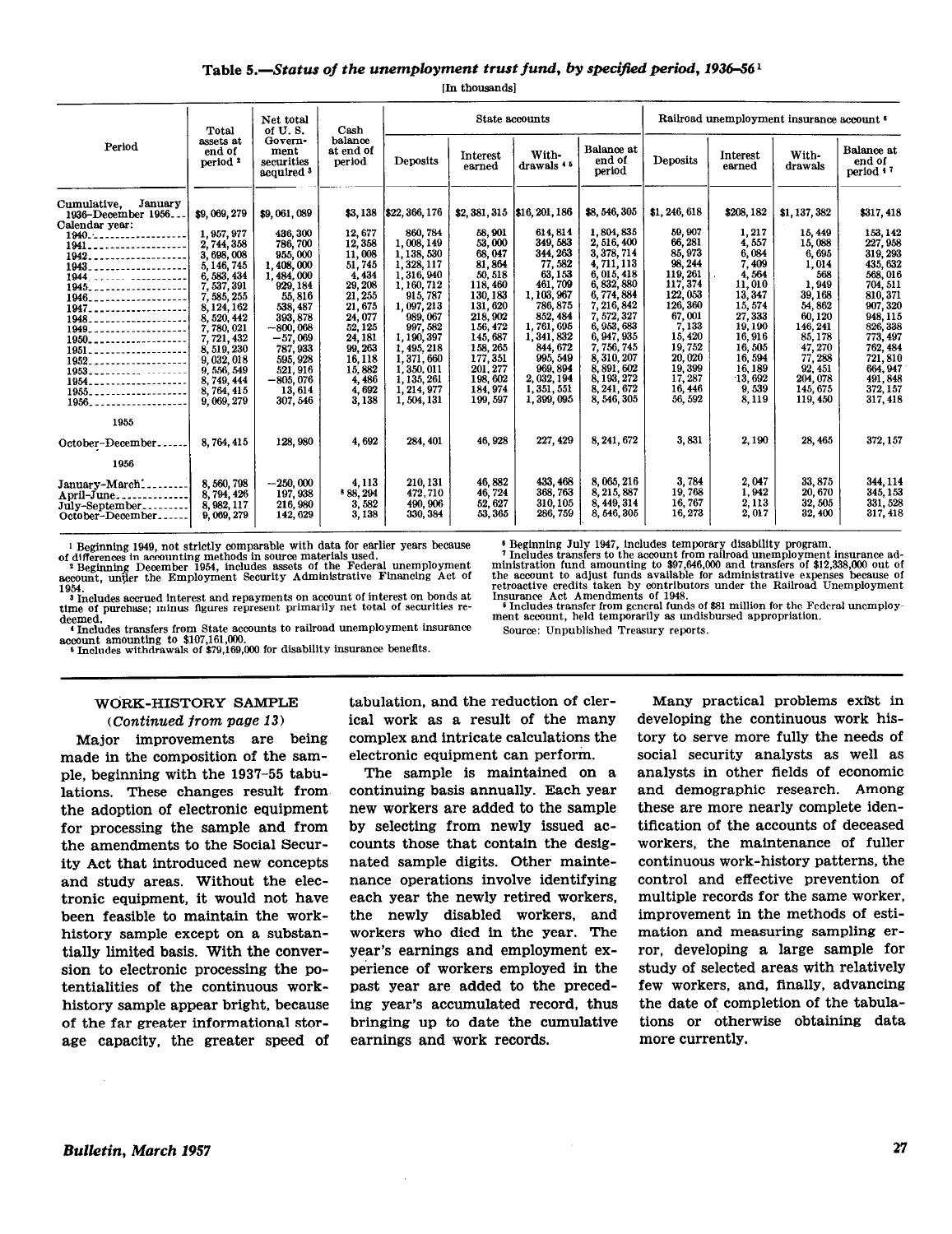### Table 5.—*Status of the unemployment trust fund, by specified period, 1936–56*[1]

[In thousands]

| Period | Total assets at end of period[2] | Net total of U. S. Government securities acquired[3] | Cash balance at end of period | State accounts | | | | Railroad unemployment insurance account[6] | | | |
|---|---|---|---|---|---|---|---|---|---|---|---|
| | | | | Deposits | Interest earned | Withdrawals[4 5] | Balance at end of period | Deposits | Interest earned | Withdrawals | Balance at end of period[4 7] |
| Cumulative, January 1936–December 1956 | $9,069,279 | $9,061,089 | $3,138 | $22,366,176 | $2,381,315 | $16,201,186 | $8,546,305 | $1,246,618 | $208,182 | $1,137,382 | $317,418 |
| Calendar year: | | | | | | | | | | | |
| 1940 | 1,957,977 | 436,300 | 12,677 | 860,784 | 58,901 | 614,814 | 1,804,835 | 59,907 | 1,217 | 15,449 | 153,142 |
| 1941 | 2,744,358 | 786,700 | 12,358 | 1,008,149 | 53,000 | 349,583 | 2,516,400 | 66,281 | 4,557 | 15,088 | 227,958 |
| 1942 | 3,698,008 | 955,000 | 11,008 | 1,138,530 | 68,047 | 344,263 | 3,378,714 | 85,973 | 6,084 | 6,695 | 319,293 |
| 1943 | 5,146,745 | 1,408,000 | 51,745 | 1,328,117 | 81,864 | 77,582 | 4,711,113 | 98,244 | 7,409 | 1,014 | 435,632 |
| 1944 | 6,583,434 | 1,484,000 | 4,434 | 1,316,940 | 50,518 | 63,153 | 6,015,418 | 119,261 | 4,564 | 568 | 568,016 |
| 1945 | 7,537,391 | 929,184 | 29,208 | 1,160,712 | 118,460 | 461,709 | 6,832,880 | 117,374 | 11,010 | 1,949 | 704,511 |
| 1946 | 7,585,255 | 55,816 | 21,255 | 915,787 | 130,183 | 1,103,967 | 6,774,884 | 122,053 | 13,347 | 39,168 | 810,371 |
| 1947 | 8,124,162 | 538,487 | 21,675 | 1,097,213 | 131,620 | 786,875 | 7,216,842 | 126,360 | 15,574 | 54,862 | 907,320 |
| 1948 | 8,520,442 | 393,878 | 24,077 | 989,067 | 218,902 | 852,484 | 7,572,327 | 67,001 | 27,333 | 60,120 | 948,115 |
| 1949 | 7,780,021 | −800,068 | 52,125 | 997,582 | 156,472 | 1,761,695 | 6,953,683 | 7,133 | 19,190 | 146,241 | 826,338 |
| 1950 | 7,721,432 | −57,069 | 24,181 | 1,190,397 | 145,687 | 1,341,832 | 6,947,935 | 15,420 | 16,916 | 85,178 | 773,497 |
| 1951 | 8,519,230 | 787,933 | 99,263 | 1,495,218 | 158,265 | 844,672 | 7,756,745 | 19,752 | 16,505 | 47,270 | 762,484 |
| 1952 | 9,032,018 | 595,928 | 16,118 | 1,371,660 | 177,351 | 995,549 | 8,310,207 | 20,020 | 16,594 | 77,288 | 721,810 |
| 1953 | 9,556,549 | 521,916 | 15,882 | 1,350,011 | 201,277 | 969,894 | 8,891,602 | 19,399 | 16,189 | 92,451 | 664,947 |
| 1954 | 8,749,444 | −805,076 | 4,486 | 1,135,261 | 198,602 | 2,032,194 | 8,193,272 | 17,287 | 13,692 | 204,078 | 491,848 |
| 1955 | 8,764,415 | 13,614 | 4,692 | 1,214,977 | 184,974 | 1,351,551 | 8,241,672 | 16,446 | 9,539 | 145,675 | 372,157 |
| 1956 | 9,069,279 | 307,546 | 3,138 | 1,504,131 | 199,597 | 1,399,095 | 8,546,305 | 56,592 | 8,119 | 119,450 | 317,418 |
| **1955** | | | | | | | | | | | |
| October–December | 8,764,415 | 128,980 | 4,692 | 284,401 | 46,928 | 227,429 | 8,241,672 | 3,831 | 2,190 | 28,465 | 372,157 |
| **1956** | | | | | | | | | | | |
| January–March | 8,560,798 | −250,000 | 4,113 | 210,131 | 46,882 | 433,468 | 8,065,216 | 3,784 | 2,047 | 33,875 | 344,114 |
| April–June | 8,794,426 | 197,938 | [8] 88,294 | 472,710 | 46,724 | 368,763 | 8,215,887 | 19,768 | 1,942 | 20,670 | 345,153 |
| July–September | 8,982,117 | 216,980 | 3,582 | 490,906 | 52,627 | 310,105 | 8,449,314 | 16,767 | 2,113 | 32,505 | 331,528 |
| October–December | 9,069,279 | 142,629 | 3,138 | 330,384 | 53,365 | 286,759 | 8,546,305 | 16,273 | 2,017 | 32,400 | 317,418 |

[1] Beginning 1949, not strictly comparable with data for earlier years because of differences in accounting methods in source materials used.

[2] Beginning December 1954, includes assets of the Federal unemployment account, under the Employment Security Administrative Financing Act of 1954.

[3] Includes accrued interest and repayments on account of interest on bonds at time of purchase; minus figures represent primarily net total of securities redeemed.

[4] Includes transfers from State accounts to railroad unemployment insurance account amounting to $107,161,000.

[5] Includes withdrawals of $79,169,000 for disability insurance benefits.

[6] Beginning July 1947, includes temporary disability program.

[7] Includes transfers to the account from railroad unemployment insurance administration fund amounting to $97,646,000 and transfers of $12,338,000 out of the account to adjust funds available for administrative expenses because of retroactive credits taken by contributors under the Railroad Unemployment Insurance Act Amendments of 1948.

[8] Includes transfer from general funds of $81 million for the Federal unemployment account, held temporarily as undisbursed appropriation.

Source: Unpublished Treasury reports.

---

## WORK-HISTORY SAMPLE

*(Continued from page 13)*

Major improvements are being made in the composition of the sample, beginning with the 1937–55 tabulations. These changes result from the adoption of electronic equipment for processing the sample and from the amendments to the Social Security Act that introduced new concepts and study areas. Without the electronic equipment, it would not have been feasible to maintain the work-history sample except on a substantially limited basis. With the conversion to electronic processing the potentialities of the continuous work-history sample appear bright, because of the far greater informational storage capacity, the greater speed of tabulation, and the reduction of clerical work as a result of the many complex and intricate calculations the electronic equipment can perform.

The sample is maintained on a continuing basis annually. Each year new workers are added to the sample by selecting from newly issued accounts those that contain the designated sample digits. Other maintenance operations involve identifying each year the newly retired workers, the newly disabled workers, and workers who died in the year. The year's earnings and employment experience of workers employed in the past year are added to the preceding year's accumulated record, thus bringing up to date the cumulative earnings and work records.

Many practical problems exist in developing the continuous work history to serve more fully the needs of social security analysts as well as analysts in other fields of economic and demographic research. Among these are more nearly complete identification of the accounts of deceased workers, the maintenance of fuller continuous work-history patterns, the control and effective prevention of multiple records for the same worker, improvement in the methods of estimation and measuring sampling error, developing a large sample for study of selected areas with relatively few workers, and, finally, advancing the date of completion of the tabulations or otherwise obtaining data more currently.